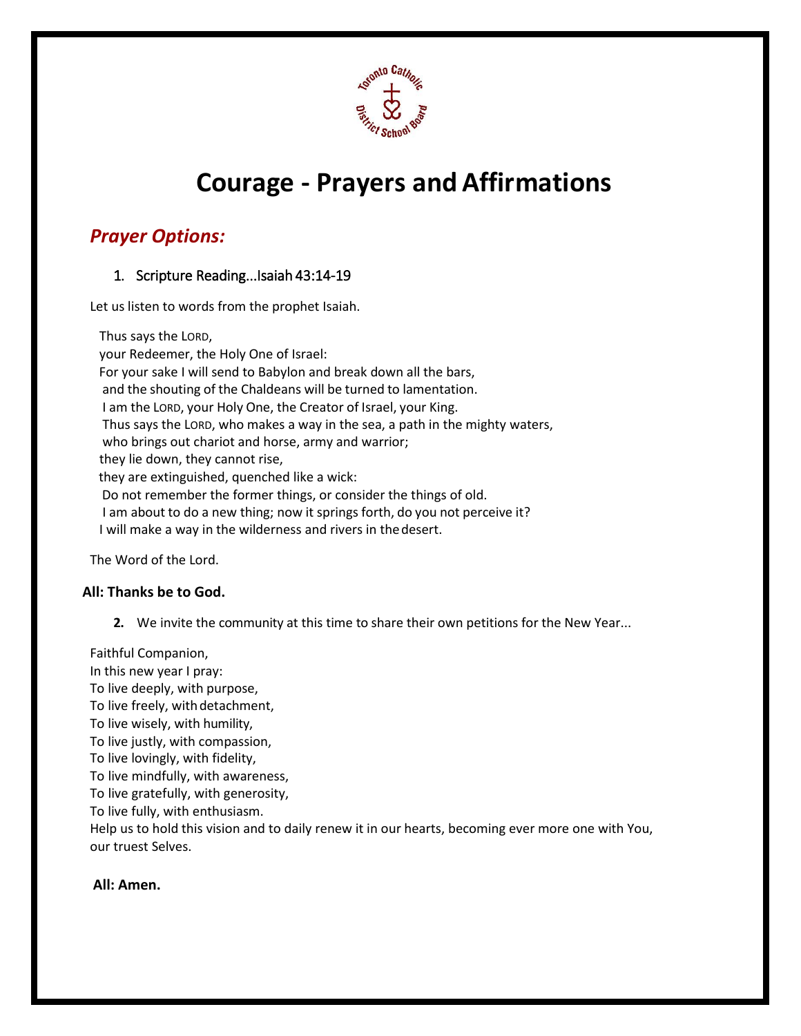# Courage - Prayers and Affirmations

## *Prayer Options:*

1. Scripture Reading...Isaiah 43:14-19

Let us listen to words from the prophet Isaiah.

Thus says the LORD,
your Redeemer, the Holy One of Israel:
For your sake I will send to Babylon and break down all the bars,
and the shouting of the Chaldeans will be turned to lamentation.
I am the LORD, your Holy One, the Creator of Israel, your King.
Thus says the LORD, who makes a way in the sea, a path in the mighty waters,
who brings out chariot and horse, army and warrior;
they lie down, they cannot rise,
they are extinguished, quenched like a wick:
Do not remember the former things, or consider the things of old.
I am about to do a new thing; now it springs forth, do you not perceive it?
I will make a way in the wilderness and rivers in the desert.

The Word of the Lord.

**All: Thanks be to God.**

2. We invite the community at this time to share their own petitions for the New Year...

Faithful Companion,
In this new year I pray:
To live deeply, with purpose,
To live freely, with detachment,
To live wisely, with humility,
To live justly, with compassion,
To live lovingly, with fidelity,
To live mindfully, with awareness,
To live gratefully, with generosity,
To live fully, with enthusiasm.
Help us to hold this vision and to daily renew it in our hearts, becoming ever more one with You, our truest Selves.

**All: Amen.**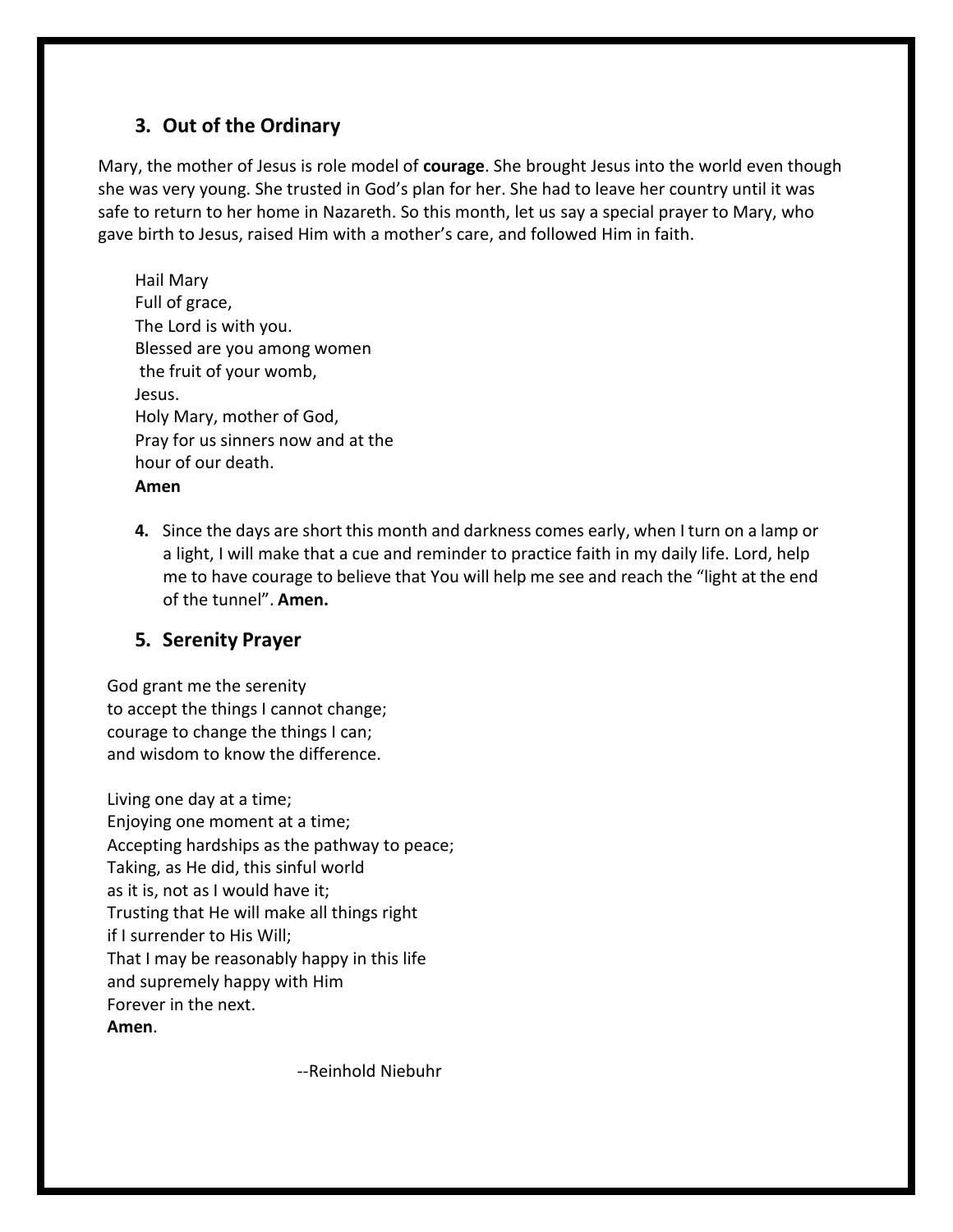## 3. Out of the Ordinary

Mary, the mother of Jesus is role model of **courage**. She brought Jesus into the world even though she was very young. She trusted in God's plan for her. She had to leave her country until it was safe to return to her home in Nazareth. So this month, let us say a special prayer to Mary, who gave birth to Jesus, raised Him with a mother's care, and followed Him in faith.

Hail Mary  
Full of grace,  
The Lord is with you.  
Blessed are you among women  
the fruit of your womb,  
Jesus.  
Holy Mary, mother of God,  
Pray for us sinners now and at the  
hour of our death.  
**Amen**

**4.** Since the days are short this month and darkness comes early, when I turn on a lamp or a light, I will make that a cue and reminder to practice faith in my daily life. Lord, help me to have courage to believe that You will help me see and reach the "light at the end of the tunnel". **Amen.**

## 5. Serenity Prayer

God grant me the serenity  
to accept the things I cannot change;  
courage to change the things I can;  
and wisdom to know the difference.

Living one day at a time;  
Enjoying one moment at a time;  
Accepting hardships as the pathway to peace;  
Taking, as He did, this sinful world  
as it is, not as I would have it;  
Trusting that He will make all things right  
if I surrender to His Will;  
That I may be reasonably happy in this life  
and supremely happy with Him  
Forever in the next.  
**Amen**.

--Reinhold Niebuhr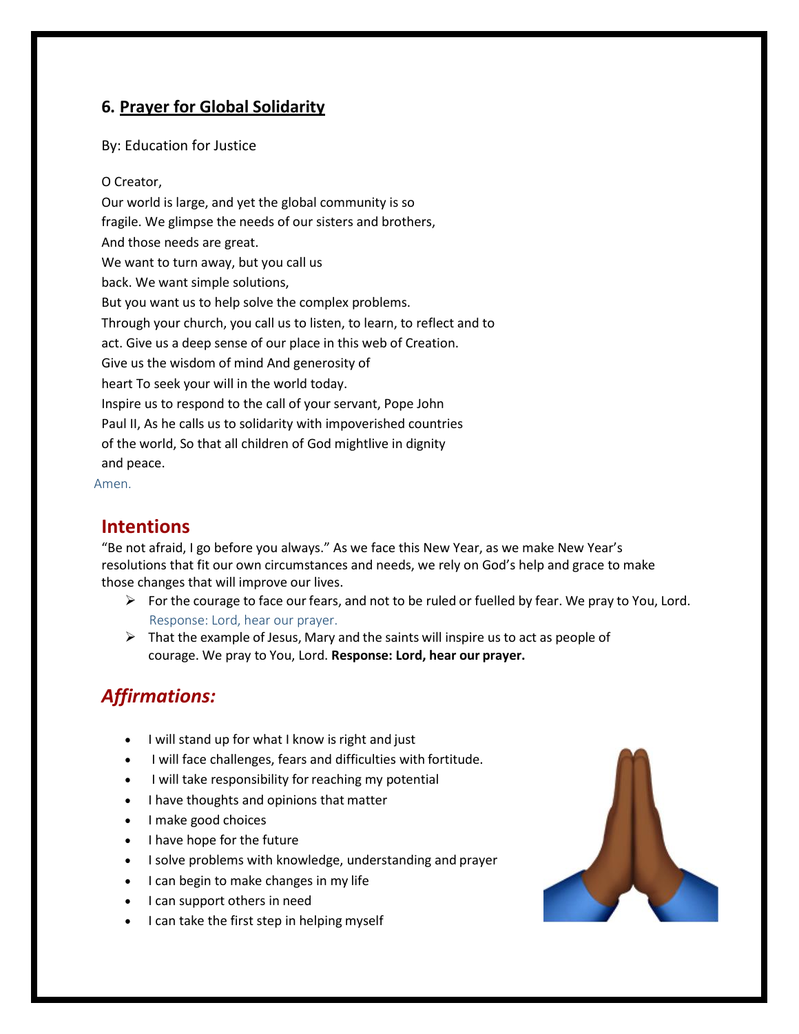## 6. <u>Prayer for Global Solidarity</u>

By: Education for Justice

O Creator,
Our world is large, and yet the global community is so fragile. We glimpse the needs of our sisters and brothers,
And those needs are great.
We want to turn away, but you call us back. We want simple solutions,
But you want us to help solve the complex problems.
Through your church, you call us to listen, to learn, to reflect and to act. Give us a deep sense of our place in this web of Creation.
Give us the wisdom of mind And generosity of heart To seek your will in the world today.
Inspire us to respond to the call of your servant, Pope John Paul II, As he calls us to solidarity with impoverished countries of the world, So that all children of God mightlive in dignity and peace.
Amen.

## Intentions

"Be not afraid, I go before you always." As we face this New Year, as we make New Year's resolutions that fit our own circumstances and needs, we rely on God's help and grace to make those changes that will improve our lives.

- For the courage to face our fears, and not to be ruled or fuelled by fear. We pray to You, Lord. Response: Lord, hear our prayer.
- That the example of Jesus, Mary and the saints will inspire us to act as people of courage. We pray to You, Lord. **Response: Lord, hear our prayer.**

## *Affirmations:*

- I will stand up for what I know is right and just
- I will face challenges, fears and difficulties with fortitude.
- I will take responsibility for reaching my potential
- I have thoughts and opinions that matter
- I make good choices
- I have hope for the future
- I solve problems with knowledge, understanding and prayer
- I can begin to make changes in my life
- I can support others in need
- I can take the first step in helping myself